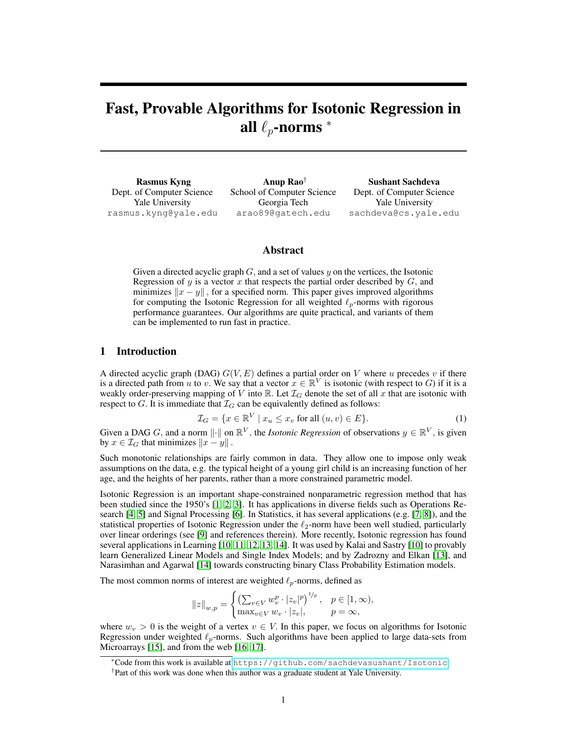# Fast, Provable Algorithms for Isotonic Regression in all $\ell_p$-norms [*]

**Rasmus Kyng**
Dept. of Computer Science
Yale University
rasmus.kyng@yale.edu

**Anup Rao**[†]
School of Computer Science
Georgia Tech
arao89@gatech.edu

**Sushant Sachdeva**
Dept. of Computer Science
Yale University
sachdeva@cs.yale.edu

## Abstract

Given a directed acyclic graph $G$, and a set of values $y$ on the vertices, the Isotonic Regression of $y$ is a vector $x$ that respects the partial order described by $G$, and minimizes $\|x - y\|$, for a specified norm. This paper gives improved algorithms for computing the Isotonic Regression for all weighted $\ell_p$-norms with rigorous performance guarantees. Our algorithms are quite practical, and variants of them can be implemented to run fast in practice.

## 1 Introduction

A directed acyclic graph (DAG) $G(V, E)$ defines a partial order on $V$ where $u$ precedes $v$ if there is a directed path from $u$ to $v$. We say that a vector $x \in \mathbb{R}^V$ is isotonic (with respect to $G$) if it is a weakly order-preserving mapping of $V$ into $\mathbb{R}$. Let $\mathcal{I}_G$ denote the set of all $x$ that are isotonic with respect to $G$. It is immediate that $\mathcal{I}_G$ can be equivalently defined as follows:

$$\mathcal{I}_G = \{x \in \mathbb{R}^V \mid x_u \leq x_v \text{ for all } (u, v) \in E\}. \tag{1}$$

Given a DAG $G$, and a norm $\|\cdot\|$ on $\mathbb{R}^V$, the *Isotonic Regression* of observations $y \in \mathbb{R}^V$, is given by $x \in \mathcal{I}_G$ that minimizes $\|x - y\|$.

Such monotonic relationships are fairly common in data. They allow one to impose only weak assumptions on the data, e.g. the typical height of a young girl child is an increasing function of her age, and the heights of her parents, rather than a more constrained parametric model.

Isotonic Regression is an important shape-constrained nonparametric regression method that has been studied since the 1950's [1, 2, 3]. It has applications in diverse fields such as Operations Research [4, 5] and Signal Processing [6]. In Statistics, it has several applications (e.g. [7, 8]), and the statistical properties of Isotonic Regression under the $\ell_2$-norm have been well studied, particularly over linear orderings (see [9] and references therein). More recently, Isotonic regression has found several applications in Learning [10, 11, 12, 13, 14]. It was used by Kalai and Sastry [10] to provably learn Generalized Linear Models and Single Index Models; and by Zadrozny and Elkan [13], and Narasimhan and Agarwal [14] towards constructing binary Class Probability Estimation models.

The most common norms of interest are weighted $\ell_p$-norms, defined as

$$\|z\|_{w,p} = \begin{cases} \left(\sum_{v \in V} w_v^p \cdot |z_v|^p\right)^{1/p}, & p \in [1, \infty), \\ \max_{v \in V} w_v \cdot |z_v|, & p = \infty, \end{cases}$$

where $w_v > 0$ is the weight of a vertex $v \in V$. In this paper, we focus on algorithms for Isotonic Regression under weighted $\ell_p$-norms. Such algorithms have been applied to large data-sets from Microarrays [15], and from the web [16, 17].

[*] Code from this work is available at https://github.com/sachdevasushant/Isotonic

[†] Part of this work was done when this author was a graduate student at Yale University.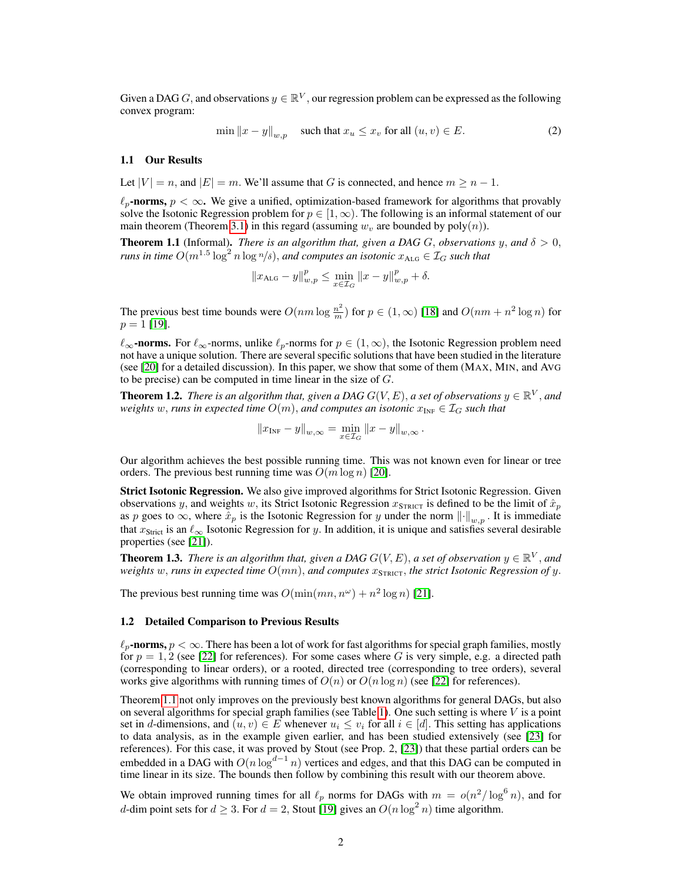Given a DAG $G$, and observations $y \in \mathbb{R}^V$, our regression problem can be expressed as the following convex program:

$$\min \|x - y\|_{w,p} \quad \text{such that } x_u \leq x_v \text{ for all } (u, v) \in E. \tag{2}$$

### 1.1 Our Results

Let $|V| = n$, and $|E| = m$. We'll assume that $G$ is connected, and hence $m \geq n - 1$.

**$\ell_p$-norms, $p < \infty$.** We give a unified, optimization-based framework for algorithms that provably solve the Isotonic Regression problem for $p \in [1, \infty)$. The following is an informal statement of our main theorem (Theorem 3.1) in this regard (assuming $w_v$ are bounded by $\mathrm{poly}(n)$).

**Theorem 1.1** (Informal)**.** *There is an algorithm that, given a DAG $G$, observations $y$, and $\delta > 0$, runs in time $O(m^{1.5} \log^2 n \log {n/\delta})$, and computes an isotonic $x_{\mathrm{ALG}} \in \mathcal{I}_G$ such that*

$$\|x_{\mathrm{ALG}} - y\|_{w,p}^p \leq \min_{x \in \mathcal{I}_G} \|x - y\|_{w,p}^p + \delta.$$

The previous best time bounds were $O(nm \log \frac{n^2}{m})$ for $p \in (1, \infty)$ [18] and $O(nm + n^2 \log n)$ for $p = 1$ [19].

**$\ell_\infty$-norms.** For $\ell_\infty$-norms, unlike $\ell_p$-norms for $p \in (1, \infty)$, the Isotonic Regression problem need not have a unique solution. There are several specific solutions that have been studied in the literature (see [20] for a detailed discussion). In this paper, we show that some of them (MAX, MIN, and AVG to be precise) can be computed in time linear in the size of $G$.

**Theorem 1.2.** *There is an algorithm that, given a DAG $G(V, E)$, a set of observations $y \in \mathbb{R}^V$, and weights $w$, runs in expected time $O(m)$, and computes an isotonic $x_{\mathrm{INF}} \in \mathcal{I}_G$ such that*

$$\|x_{\mathrm{INF}} - y\|_{w,\infty} = \min_{x \in \mathcal{I}_G} \|x - y\|_{w,\infty}.$$

Our algorithm achieves the best possible running time. This was not known even for linear or tree orders. The previous best running time was $O(m \log n)$ [20].

**Strict Isotonic Regression.** We also give improved algorithms for Strict Isotonic Regression. Given observations $y$, and weights $w$, its Strict Isotonic Regression $x_{\mathrm{STRICT}}$ is defined to be the limit of $\hat{x}_p$ as $p$ goes to $\infty$, where $\hat{x}_p$ is the Isotonic Regression for $y$ under the norm $\|\cdot\|_{w,p}$. It is immediate that $x_{\mathrm{Strict}}$ is an $\ell_\infty$ Isotonic Regression for $y$. In addition, it is unique and satisfies several desirable properties (see [21]).

**Theorem 1.3.** *There is an algorithm that, given a DAG $G(V, E)$, a set of observation $y \in \mathbb{R}^V$, and weights $w$, runs in expected time $O(mn)$, and computes $x_{\mathrm{STRICT}}$, the strict Isotonic Regression of $y$.*

The previous best running time was $O(\min(mn, n^\omega) + n^2 \log n)$ [21].

### 1.2 Detailed Comparison to Previous Results

**$\ell_p$-norms, $p < \infty$.** There has been a lot of work for fast algorithms for special graph families, mostly for $p = 1, 2$ (see [22] for references). For some cases where $G$ is very simple, e.g. a directed path (corresponding to linear orders), or a rooted, directed tree (corresponding to tree orders), several works give algorithms with running times of $O(n)$ or $O(n \log n)$ (see [22] for references).

Theorem 1.1 not only improves on the previously best known algorithms for general DAGs, but also on several algorithms for special graph families (see Table 1). One such setting is where $V$ is a point set in $d$-dimensions, and $(u, v) \in E$ whenever $u_i \leq v_i$ for all $i \in [d]$. This setting has applications to data analysis, as in the example given earlier, and has been studied extensively (see [23] for references). For this case, it was proved by Stout (see Prop. 2, [23]) that these partial orders can be embedded in a DAG with $O(n \log^{d-1} n)$ vertices and edges, and that this DAG can be computed in time linear in its size. The bounds then follow by combining this result with our theorem above.

We obtain improved running times for all $\ell_p$ norms for DAGs with $m = o(n^2/\log^6 n)$, and for $d$-dim point sets for $d \geq 3$. For $d = 2$, Stout [19] gives an $O(n \log^2 n)$ time algorithm.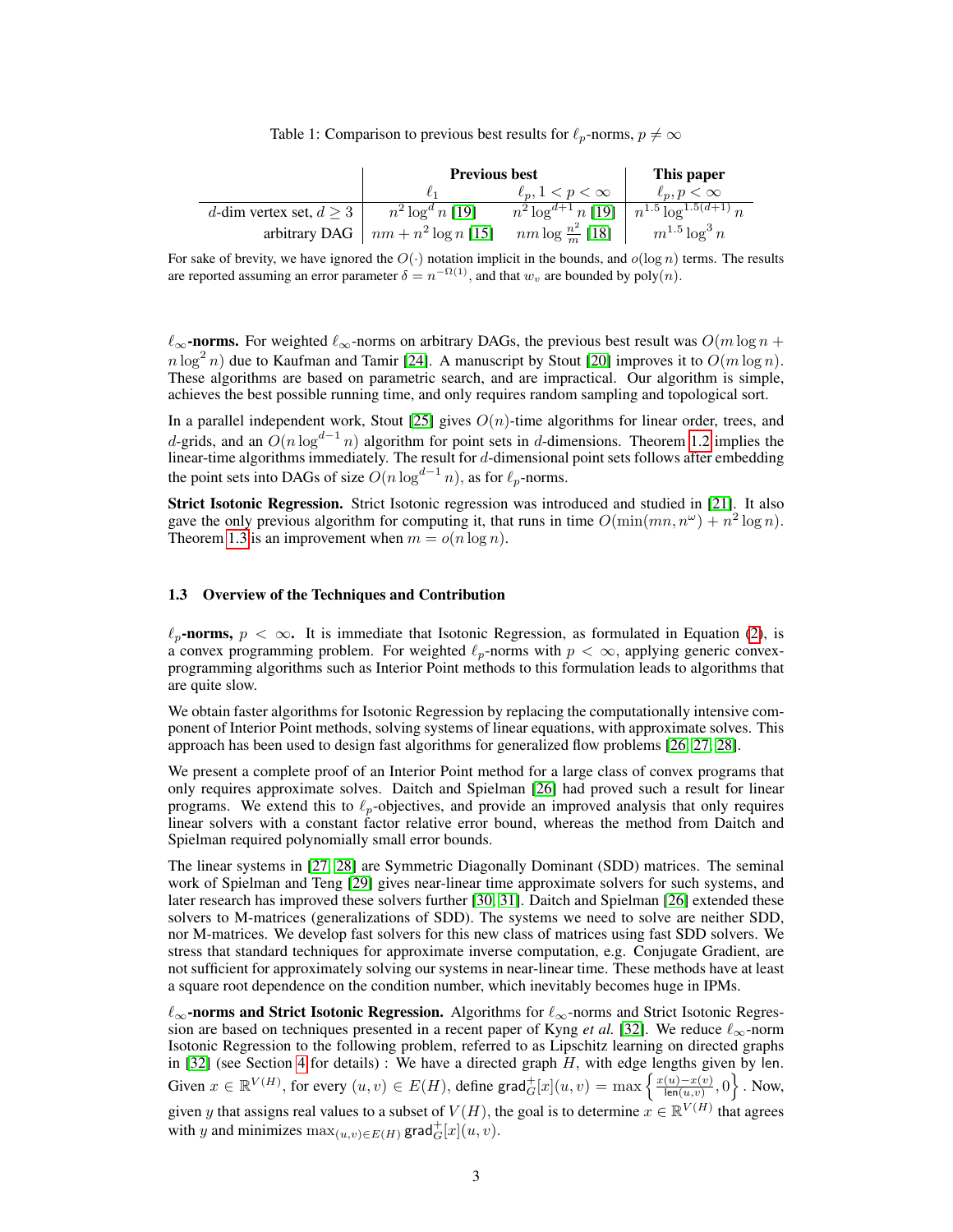Table 1: Comparison to previous best results for $\ell_p$-norms, $p \neq \infty$

| | Previous best | | This paper |
|---|---|---|---|
| | $\ell_1$ | $\ell_p, 1 < p < \infty$ | $\ell_p, p < \infty$ |
| $d$-dim vertex set, $d \geq 3$ | $n^2 \log^d n$ [19] | $n^2 \log^{d+1} n$ [19] | $n^{1.5} \log^{1.5(d+1)} n$ |
| arbitrary DAG | $nm + n^2 \log n$ [15] | $nm \log \frac{n^2}{m}$ [18] | $m^{1.5} \log^3 n$ |

For sake of brevity, we have ignored the $O(\cdot)$ notation implicit in the bounds, and $o(\log n)$ terms. The results are reported assuming an error parameter $\delta = n^{-\Omega(1)}$, and that $w_v$ are bounded by $\text{poly}(n)$.

**$\ell_\infty$-norms.** For weighted $\ell_\infty$-norms on arbitrary DAGs, the previous best result was $O(m \log n + n \log^2 n)$ due to Kaufman and Tamir [24]. A manuscript by Stout [20] improves it to $O(m \log n)$. These algorithms are based on parametric search, and are impractical. Our algorithm is simple, achieves the best possible running time, and only requires random sampling and topological sort.

In a parallel independent work, Stout [25] gives $O(n)$-time algorithms for linear order, trees, and $d$-grids, and an $O(n \log^{d-1} n)$ algorithm for point sets in $d$-dimensions. Theorem 1.2 implies the linear-time algorithms immediately. The result for $d$-dimensional point sets follows after embedding the point sets into DAGs of size $O(n \log^{d-1} n)$, as for $\ell_p$-norms.

**Strict Isotonic Regression.** Strict Isotonic regression was introduced and studied in [21]. It also gave the only previous algorithm for computing it, that runs in time $O(\min(mn, n^\omega) + n^2 \log n)$. Theorem 1.3 is an improvement when $m = o(n \log n)$.

### 1.3 Overview of the Techniques and Contribution

**$\ell_p$-norms, $p < \infty$.** It is immediate that Isotonic Regression, as formulated in Equation (2), is a convex programming problem. For weighted $\ell_p$-norms with $p < \infty$, applying generic convex-programming algorithms such as Interior Point methods to this formulation leads to algorithms that are quite slow.

We obtain faster algorithms for Isotonic Regression by replacing the computationally intensive component of Interior Point methods, solving systems of linear equations, with approximate solves. This approach has been used to design fast algorithms for generalized flow problems [26, 27, 28].

We present a complete proof of an Interior Point method for a large class of convex programs that only requires approximate solves. Daitch and Spielman [26] had proved such a result for linear programs. We extend this to $\ell_p$-objectives, and provide an improved analysis that only requires linear solvers with a constant factor relative error bound, whereas the method from Daitch and Spielman required polynomially small error bounds.

The linear systems in [27, 28] are Symmetric Diagonally Dominant (SDD) matrices. The seminal work of Spielman and Teng [29] gives near-linear time approximate solvers for such systems, and later research has improved these solvers further [30, 31]. Daitch and Spielman [26] extended these solvers to M-matrices (generalizations of SDD). The systems we need to solve are neither SDD, nor M-matrices. We develop fast solvers for this new class of matrices using fast SDD solvers. We stress that standard techniques for approximate inverse computation, e.g. Conjugate Gradient, are not sufficient for approximately solving our systems in near-linear time. These methods have at least a square root dependence on the condition number, which inevitably becomes huge in IPMs.

**$\ell_\infty$-norms and Strict Isotonic Regression.** Algorithms for $\ell_\infty$-norms and Strict Isotonic Regression are based on techniques presented in a recent paper of Kyng *et al.* [32]. We reduce $\ell_\infty$-norm Isotonic Regression to the following problem, referred to as Lipschitz learning on directed graphs in [32] (see Section 4 for details) : We have a directed graph $H$, with edge lengths given by $\mathsf{len}$. Given $x \in \mathbb{R}^{V(H)}$, for every $(u, v) \in E(H)$, define $\mathsf{grad}_G^+[x](u, v) = \max\left\{\frac{x(u)-x(v)}{\mathsf{len}(u,v)}, 0\right\}$. Now, given $y$ that assigns real values to a subset of $V(H)$, the goal is to determine $x \in \mathbb{R}^{V(H)}$ that agrees with $y$ and minimizes $\max_{(u,v) \in E(H)} \mathsf{grad}_G^+[x](u, v)$.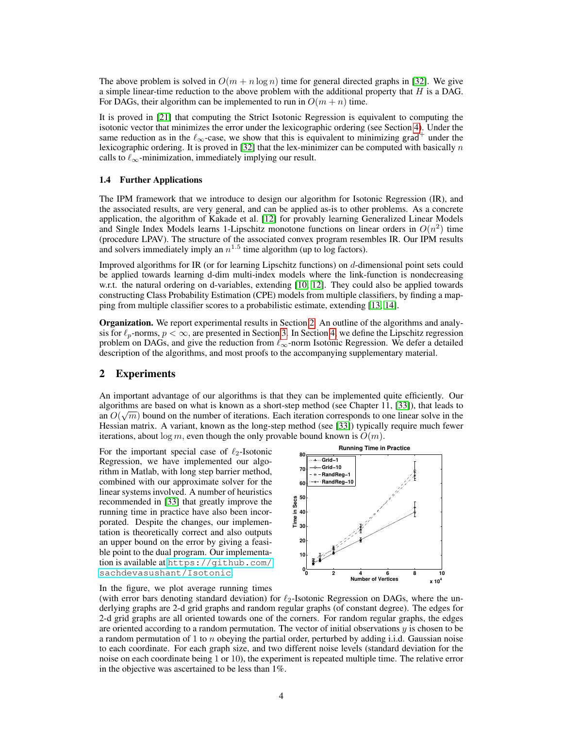The above problem is solved in $O(m + n \log n)$ time for general directed graphs in [32]. We give a simple linear-time reduction to the above problem with the additional property that $H$ is a DAG. For DAGs, their algorithm can be implemented to run in $O(m + n)$ time.

It is proved in [21] that computing the Strict Isotonic Regression is equivalent to computing the isotonic vector that minimizes the error under the lexicographic ordering (see Section 4). Under the same reduction as in the $\ell_\infty$-case, we show that this is equivalent to minimizing $\mathsf{grad}^+$ under the lexicographic ordering. It is proved in [32] that the lex-minimizer can be computed with basically $n$ calls to $\ell_\infty$-minimization, immediately implying our result.

### 1.4 Further Applications

The IPM framework that we introduce to design our algorithm for Isotonic Regression (IR), and the associated results, are very general, and can be applied as-is to other problems. As a concrete application, the algorithm of Kakade et al. [12] for provably learning Generalized Linear Models and Single Index Models learns 1-Lipschitz monotone functions on linear orders in $O(n^2)$ time (procedure LPAV). The structure of the associated convex program resembles IR. Our IPM results and solvers immediately imply an $n^{1.5}$ time algorithm (up to log factors).

Improved algorithms for IR (or for learning Lipschitz functions) on $d$-dimensional point sets could be applied towards learning d-dim multi-index models where the link-function is nondecreasing w.r.t. the natural ordering on d-variables, extending [10, 12]. They could also be applied towards constructing Class Probability Estimation (CPE) models from multiple classifiers, by finding a mapping from multiple classifier scores to a probabilistic estimate, extending [13, 14].

**Organization.** We report experimental results in Section 2. An outline of the algorithms and analysis for $\ell_p$-norms, $p < \infty$, are presented in Section 3. In Section 4, we define the Lipschitz regression problem on DAGs, and give the reduction from $\ell_\infty$-norm Isotonic Regression. We defer a detailed description of the algorithms, and most proofs to the accompanying supplementary material.

## 2 Experiments

An important advantage of our algorithms is that they can be implemented quite efficiently. Our algorithms are based on what is known as a short-step method (see Chapter 11, [33]), that leads to an $O(\sqrt{m})$ bound on the number of iterations. Each iteration corresponds to one linear solve in the Hessian matrix. A variant, known as the long-step method (see [33]) typically require much fewer iterations, about $\log m$, even though the only provable bound known is $O(m)$.

For the important special case of $\ell_2$-Isotonic Regression, we have implemented our algorithm in Matlab, with long step barrier method, combined with our approximate solver for the linear systems involved. A number of heuristics recommended in [33] that greatly improve the running time in practice have also been incorporated. Despite the changes, our implementation is theoretically correct and also outputs an upper bound on the error by giving a feasible point to the dual program. Our implementation is available at `https://github.com/sachdevasushant/Isotonic`.

In the figure, we plot average running times (with error bars denoting standard deviation) for $\ell_2$-Isotonic Regression on DAGs, where the underlying graphs are 2-d grid graphs and random regular graphs (of constant degree). The edges for 2-d grid graphs are all oriented towards one of the corners. For random regular graphs, the edges are oriented according to a random permutation. The vector of initial observations $y$ is chosen to be a random permutation of 1 to $n$ obeying the partial order, perturbed by adding i.i.d. Gaussian noise to each coordinate. For each graph size, and two different noise levels (standard deviation for the noise on each coordinate being 1 or 10), the experiment is repeated multiple time. The relative error in the objective was ascertained to be less than 1%.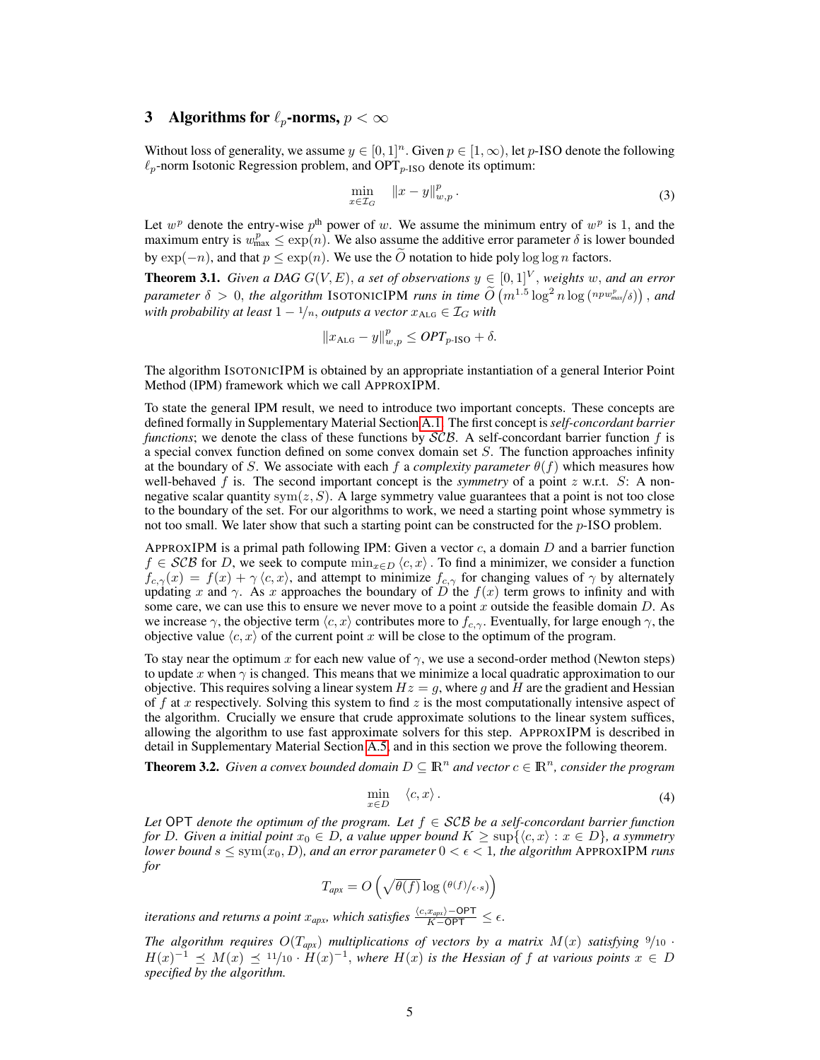## 3 Algorithms for $\ell_p$-norms, $p < \infty$

Without loss of generality, we assume $y \in [0,1]^n$. Given $p \in [1, \infty)$, let $p$-ISO denote the following $\ell_p$-norm Isotonic Regression problem, and $\text{OPT}_{p\text{-ISO}}$ denote its optimum:

$$\min_{x \in \mathcal{I}_G} \quad \|x - y\|_{w,p}^p . \tag{3}$$

Let $w^p$ denote the entry-wise $p^{\text{th}}$ power of $w$. We assume the minimum entry of $w^p$ is 1, and the maximum entry is $w_{\max}^p \leq \exp(n)$. We also assume the additive error parameter $\delta$ is lower bounded by $\exp(-n)$, and that $p \leq \exp(n)$. We use the $\widetilde{O}$ notation to hide poly $\log \log n$ factors.

**Theorem 3.1.** *Given a DAG $G(V, E)$, a set of observations $y \in [0,1]^V$, weights $w$, and an error parameter $\delta > 0$, the algorithm* IsotonicIPM *runs in time $\widetilde{O}\left(m^{1.5} \log^2 n \log \left( npw_{\max}^p / \delta \right)\right)$, and with probability at least $1 - 1/n$, outputs a vector $x_{\text{ALG}} \in \mathcal{I}_G$ with*

$$\|x_{\text{ALG}} - y\|_{w,p}^p \leq \textit{OPT}_{p\text{-ISO}} + \delta.$$

The algorithm IsotonicIPM is obtained by an appropriate instantiation of a general Interior Point Method (IPM) framework which we call ApproxIPM.

To state the general IPM result, we need to introduce two important concepts. These concepts are defined formally in Supplementary Material Section A.1. The first concept is *self-concordant barrier functions*; we denote the class of these functions by $\mathcal{SCB}$. A self-concordant barrier function $f$ is a special convex function defined on some convex domain set $S$. The function approaches infinity at the boundary of $S$. We associate with each $f$ a *complexity parameter* $\theta(f)$ which measures how well-behaved $f$ is. The second important concept is the *symmetry* of a point $z$ w.r.t. $S$: A non-negative scalar quantity $\text{sym}(z, S)$. A large symmetry value guarantees that a point is not too close to the boundary of the set. For our algorithms to work, we need a starting point whose symmetry is not too small. We later show that such a starting point can be constructed for the $p$-ISO problem.

ApproxIPM is a primal path following IPM: Given a vector $c$, a domain $D$ and a barrier function $f \in \mathcal{SCB}$ for $D$, we seek to compute $\min_{x \in D} \langle c, x \rangle$. To find a minimizer, we consider a function $f_{c,\gamma}(x) = f(x) + \gamma \langle c, x \rangle$, and attempt to minimize $f_{c,\gamma}$ for changing values of $\gamma$ by alternately updating $x$ and $\gamma$. As $x$ approaches the boundary of $D$ the $f(x)$ term grows to infinity and with some care, we can use this to ensure we never move to a point $x$ outside the feasible domain $D$. As we increase $\gamma$, the objective term $\langle c, x \rangle$ contributes more to $f_{c,\gamma}$. Eventually, for large enough $\gamma$, the objective value $\langle c, x \rangle$ of the current point $x$ will be close to the optimum of the program.

To stay near the optimum $x$ for each new value of $\gamma$, we use a second-order method (Newton steps) to update $x$ when $\gamma$ is changed. This means that we minimize a local quadratic approximation to our objective. This requires solving a linear system $Hz = g$, where $g$ and $H$ are the gradient and Hessian of $f$ at $x$ respectively. Solving this system to find $z$ is the most computationally intensive aspect of the algorithm. Crucially we ensure that crude approximate solutions to the linear system suffices, allowing the algorithm to use fast approximate solvers for this step. ApproxIPM is described in detail in Supplementary Material Section A.5, and in this section we prove the following theorem.

**Theorem 3.2.** *Given a convex bounded domain $D \subseteq \mathbb{R}^n$ and vector $c \in \mathbb{R}^n$, consider the program*

$$\min_{x \in D} \quad \langle c, x \rangle . \tag{4}$$

*Let* $\mathsf{OPT}$ *denote the optimum of the program. Let $f \in \mathcal{SCB}$ be a self-concordant barrier function for $D$. Given a initial point $x_0 \in D$, a value upper bound $K \geq \sup\{\langle c, x \rangle : x \in D\}$, a symmetry lower bound $s \leq \text{sym}(x_0, D)$, and an error parameter $0 < \epsilon < 1$, the algorithm* ApproxIPM *runs for*

$$T_{apx} = O\left(\sqrt{\theta(f)} \log \left( \theta(f) / \epsilon \cdot s \right)\right)$$

*iterations and returns a point $x_{apx}$, which satisfies $\frac{\langle c, x_{apx} \rangle - \mathsf{OPT}}{K - \mathsf{OPT}} \leq \epsilon$.*

*The algorithm requires $O(T_{apx})$ multiplications of vectors by a matrix $M(x)$ satisfying $9/10 \cdot H(x)^{-1} \preceq M(x) \preceq 11/10 \cdot H(x)^{-1}$, where $H(x)$ is the Hessian of $f$ at various points $x \in D$ specified by the algorithm.*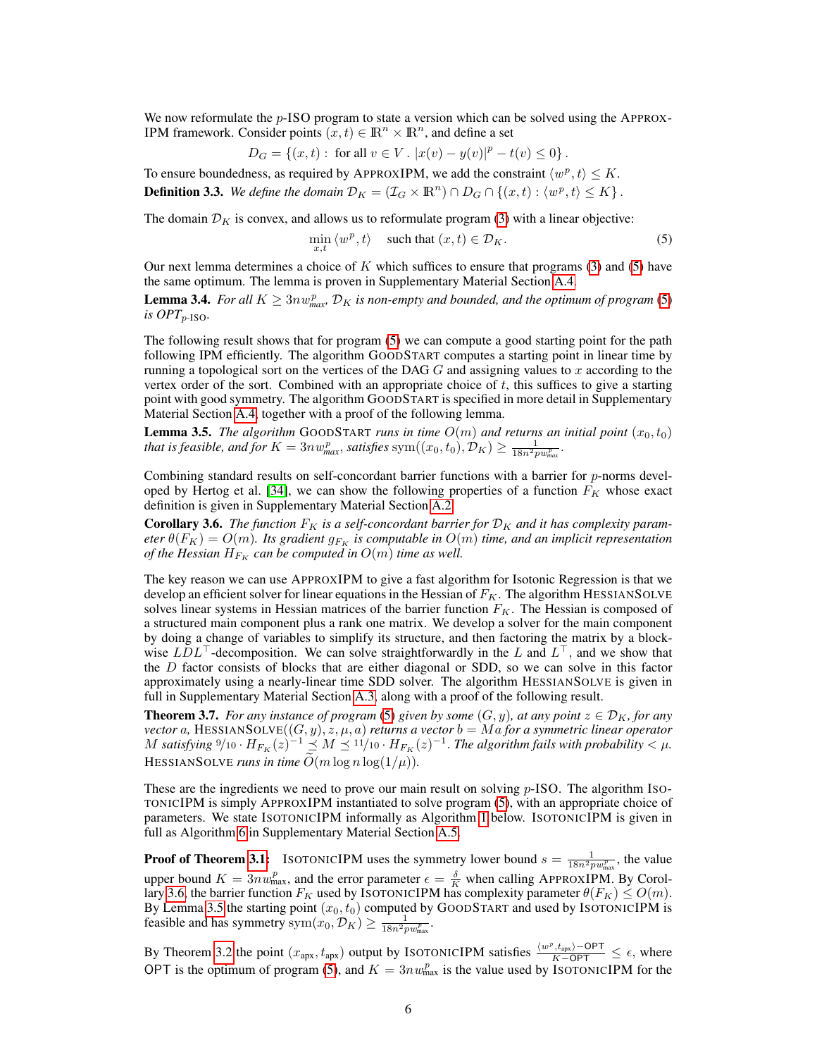We now reformulate the $p$-ISO program to state a version which can be solved using the APPROXIPM framework. Consider points $(x, t) \in \mathbb{R}^n \times \mathbb{R}^n$, and define a set

$$D_G = \{(x, t) : \text{ for all } v \in V \,.\, |x(v) - y(v)|^p - t(v) \leq 0\}\,.$$

To ensure boundedness, as required by APPROXIPM, we add the constraint $\langle w^p, t \rangle \leq K$.

**Definition 3.3.** *We define the domain $\mathcal{D}_K = (\mathcal{I}_G \times \mathbb{R}^n) \cap D_G \cap \{(x,t) : \langle w^p, t \rangle \leq K\}$.*

The domain $\mathcal{D}_K$ is convex, and allows us to reformulate program (3) with a linear objective:

$$\min_{x,t} \langle w^p, t \rangle \quad \text{such that } (x, t) \in \mathcal{D}_K. \tag{5}$$

Our next lemma determines a choice of $K$ which suffices to ensure that programs (3) and (5) have the same optimum. The lemma is proven in Supplementary Material Section A.4.

**Lemma 3.4.** *For all $K \geq 3nw^p_{max}$, $\mathcal{D}_K$ is non-empty and bounded, and the optimum of program (5) is $OPT_{p\text{-ISO}}$.*

The following result shows that for program (5) we can compute a good starting point for the path following IPM efficiently. The algorithm GOODSTART computes a starting point in linear time by running a topological sort on the vertices of the DAG $G$ and assigning values to $x$ according to the vertex order of the sort. Combined with an appropriate choice of $t$, this suffices to give a starting point with good symmetry. The algorithm GOODSTART is specified in more detail in Supplementary Material Section A.4, together with a proof of the following lemma.

**Lemma 3.5.** *The algorithm GOODSTART runs in time $O(m)$ and returns an initial point $(x_0, t_0)$ that is feasible, and for $K = 3nw^p_{max}$, satisfies $\mathrm{sym}((x_0, t_0), \mathcal{D}_K) \geq \frac{1}{18n^2 p w^p_{max}}$.*

Combining standard results on self-concordant barrier functions with a barrier for $p$-norms developed by Hertog et al. [34], we can show the following properties of a function $F_K$ whose exact definition is given in Supplementary Material Section A.2.

**Corollary 3.6.** *The function $F_K$ is a self-concordant barrier for $\mathcal{D}_K$ and it has complexity parameter $\theta(F_K) = O(m)$. Its gradient $g_{F_K}$ is computable in $O(m)$ time, and an implicit representation of the Hessian $H_{F_K}$ can be computed in $O(m)$ time as well.*

The key reason we can use APPROXIPM to give a fast algorithm for Isotonic Regression is that we develop an efficient solver for linear equations in the Hessian of $F_K$. The algorithm HESSIANSOLVE solves linear systems in Hessian matrices of the barrier function $F_K$. The Hessian is composed of a structured main component plus a rank one matrix. We develop a solver for the main component by doing a change of variables to simplify its structure, and then factoring the matrix by a block-wise $LDL^\top$-decomposition. We can solve straightforwardly in the $L$ and $L^\top$, and we show that the $D$ factor consists of blocks that are either diagonal or SDD, so we can solve in this factor approximately using a nearly-linear time SDD solver. The algorithm HESSIANSOLVE is given in full in Supplementary Material Section A.3, along with a proof of the following result.

**Theorem 3.7.** *For any instance of program (5) given by some $(G, y)$, at any point $z \in \mathcal{D}_K$, for any vector $a$, HESSIANSOLVE$((G, y), z, \mu, a)$ returns a vector $b = Ma$ for a symmetric linear operator $M$ satisfying ${}^9\!/_{10} \cdot H_{F_K}(z)^{-1} \preceq M \preceq {}^{11}\!/_{10} \cdot H_{F_K}(z)^{-1}$. The algorithm fails with probability $< \mu$. HESSIANSOLVE runs in time $\widetilde{O}(m \log n \log(1/\mu))$.*

These are the ingredients we need to prove our main result on solving $p$-ISO. The algorithm ISOTONICIPM is simply APPROXIPM instantiated to solve program (5), with an appropriate choice of parameters. We state ISOTONICIPM informally as Algorithm 1 below. ISOTONICIPM is given in full as Algorithm 6 in Supplementary Material Section A.5.

**Proof of Theorem 3.1:** ISOTONICIPM uses the symmetry lower bound $s = \frac{1}{18n^2 p w^p_{\max}}$, the value upper bound $K = 3nw^p_{\max}$, and the error parameter $\epsilon = \frac{\delta}{K}$ when calling APPROXIPM. By Corollary 3.6, the barrier function $F_K$ used by ISOTONICIPM has complexity parameter $\theta(F_K) \leq O(m)$. By Lemma 3.5 the starting point $(x_0, t_0)$ computed by GOODSTART and used by ISOTONICIPM is feasible and has symmetry $\mathrm{sym}(x_0, \mathcal{D}_K) \geq \frac{1}{18n^2 p w^p_{\max}}$.

By Theorem 3.2 the point $(x_{\text{apx}}, t_{\text{apx}})$ output by ISOTONICIPM satisfies $\frac{\langle w^p, t_{\text{apx}} \rangle - \mathsf{OPT}}{K - \mathsf{OPT}} \leq \epsilon$, where $\mathsf{OPT}$ is the optimum of program (5), and $K = 3nw^p_{\max}$ is the value used by ISOTONICIPM for the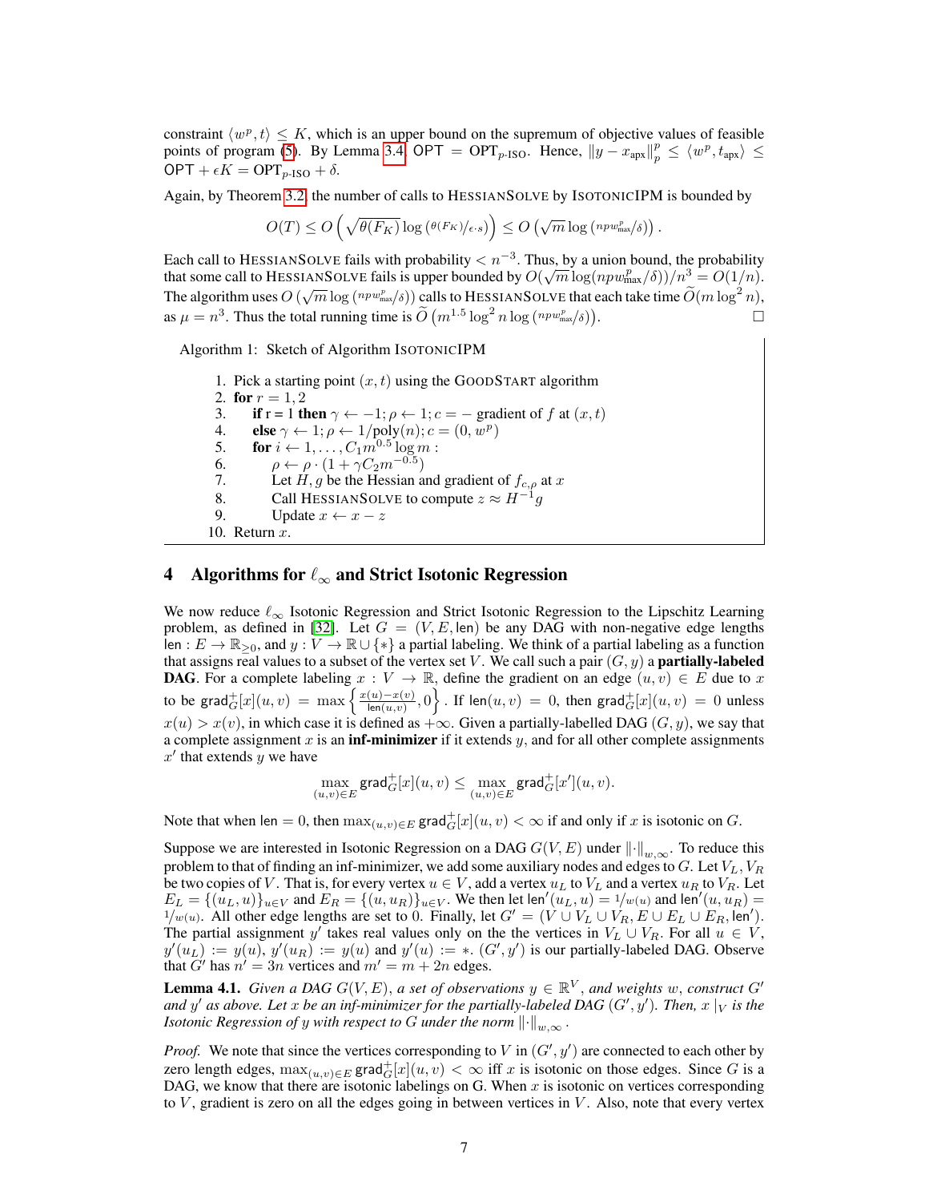constraint $\langle w^p, t\rangle \leq K$, which is an upper bound on the supremum of objective values of feasible points of program (5). By Lemma 3.4, $\mathsf{OPT} = \mathsf{OPT}_{p\text{-ISO}}$. Hence, $\|y - x_{\text{apx}}\|_p^p \leq \langle w^p, t_{\text{apx}}\rangle \leq \mathsf{OPT} + \epsilon K = \mathsf{OPT}_{p\text{-ISO}} + \delta$.

Again, by Theorem 3.2, the number of calls to HESSIANSOLVE by ISOTONICIPM is bounded by

$$O(T) \leq O\left(\sqrt{\theta(F_K)} \log\left(\theta(F_K)/\epsilon \cdot s\right)\right) \leq O\left(\sqrt{m} \log\left(npw_{\max}^p/\delta\right)\right).$$

Each call to HESSIANSOLVE fails with probability $< n^{-3}$. Thus, by a union bound, the probability that some call to HESSIANSOLVE fails is upper bounded by $O(\sqrt{m}\log(npw_{\max}^p/\delta))/n^3 = O(1/n)$. The algorithm uses $O\left(\sqrt{m}\log\left(npw_{\max}^p/\delta\right)\right)$ calls to HESSIANSOLVE that each take time $\widetilde{O}(m\log^2 n)$, as $\mu = n^3$. Thus the total running time is $\widetilde{O}\left(m^{1.5}\log^2 n \log\left(npw_{\max}^p/\delta\right)\right)$. □

**Algorithm 1:** Sketch of Algorithm ISOTONICIPM

1. Pick a starting point $(x, t)$ using the GOODSTART algorithm
2. **for** $r = 1, 2$
3. **if** r = 1 **then** $\gamma \leftarrow -1; \rho \leftarrow 1; c = -$ gradient of $f$ at $(x, t)$
4. **else** $\gamma \leftarrow 1; \rho \leftarrow 1/\text{poly}(n); c = (0, w^p)$
5. **for** $i \leftarrow 1, \ldots, C_1 m^{0.5}\log m$ :
6. $\rho \leftarrow \rho \cdot (1 + \gamma C_2 m^{-0.5})$
7. Let $H, g$ be the Hessian and gradient of $f_{c,\rho}$ at $x$
8. Call HESSIANSOLVE to compute $z \approx H^{-1}g$
9. Update $x \leftarrow x - z$
10. Return $x$.

# 4 Algorithms for $\ell_\infty$ and Strict Isotonic Regression

We now reduce $\ell_\infty$ Isotonic Regression and Strict Isotonic Regression to the Lipschitz Learning problem, as defined in [32]. Let $G = (V, E, \mathsf{len})$ be any DAG with non-negative edge lengths $\mathsf{len} : E \to \mathbb{R}_{\geq 0}$, and $y : V \to \mathbb{R} \cup \{*\}$ a partial labeling. We think of a partial labeling as a function that assigns real values to a subset of the vertex set $V$. We call such a pair $(G, y)$ a **partially-labeled DAG**. For a complete labeling $x : V \to \mathbb{R}$, define the gradient on an edge $(u, v) \in E$ due to $x$ to be $\mathsf{grad}_G^+[x](u, v) = \max\left\{\frac{x(u) - x(v)}{\mathsf{len}(u,v)}, 0\right\}$. If $\mathsf{len}(u, v) = 0$, then $\mathsf{grad}_G^+[x](u, v) = 0$ unless $x(u) > x(v)$, in which case it is defined as $+\infty$. Given a partially-labelled DAG $(G, y)$, we say that a complete assignment $x$ is an **inf-minimizer** if it extends $y$, and for all other complete assignments $x'$ that extends $y$ we have

$$\max_{(u,v)\in E} \mathsf{grad}_G^+[x](u, v) \leq \max_{(u,v)\in E} \mathsf{grad}_G^+[x'](u, v).$$

Note that when $\mathsf{len} = 0$, then $\max_{(u,v)\in E} \mathsf{grad}_G^+[x](u, v) < \infty$ if and only if $x$ is isotonic on $G$.

Suppose we are interested in Isotonic Regression on a DAG $G(V, E)$ under $\|\cdot\|_{w,\infty}$. To reduce this problem to that of finding an inf-minimizer, we add some auxiliary nodes and edges to $G$. Let $V_L, V_R$ be two copies of $V$. That is, for every vertex $u \in V$, add a vertex $u_L$ to $V_L$ and a vertex $u_R$ to $V_R$. Let $E_L = \{(u_L, u)\}_{u\in V}$ and $E_R = \{(u, u_R)\}_{u\in V}$. We then let $\mathsf{len}'(u_L, u) = 1/w(u)$ and $\mathsf{len}'(u, u_R) = 1/w(u)$. All other edge lengths are set to 0. Finally, let $G' = (V \cup V_L \cup V_R, E \cup E_L \cup E_R, \mathsf{len}')$. The partial assignment $y'$ takes real values only on the the vertices in $V_L \cup V_R$. For all $u \in V$, $y'(u_L) := y(u)$, $y'(u_R) := y(u)$ and $y'(u) := *$. $(G', y')$ is our partially-labeled DAG. Observe that $G'$ has $n' = 3n$ vertices and $m' = m + 2n$ edges.

**Lemma 4.1.** *Given a DAG $G(V, E)$, a set of observations $y \in \mathbb{R}^V$, and weights $w$, construct $G'$ and $y'$ as above. Let $x$ be an inf-minimizer for the partially-labeled DAG $(G', y')$. Then, $x\,|_V$ is the Isotonic Regression of $y$ with respect to $G$ under the norm $\|\cdot\|_{w,\infty}$.*

*Proof.* We note that since the vertices corresponding to $V$ in $(G', y')$ are connected to each other by zero length edges, $\max_{(u,v)\in E} \mathsf{grad}_G^+[x](u, v) < \infty$ iff $x$ is isotonic on those edges. Since $G$ is a DAG, we know that there are isotonic labelings on G. When $x$ is isotonic on vertices corresponding to $V$, gradient is zero on all the edges going in between vertices in $V$. Also, note that every vertex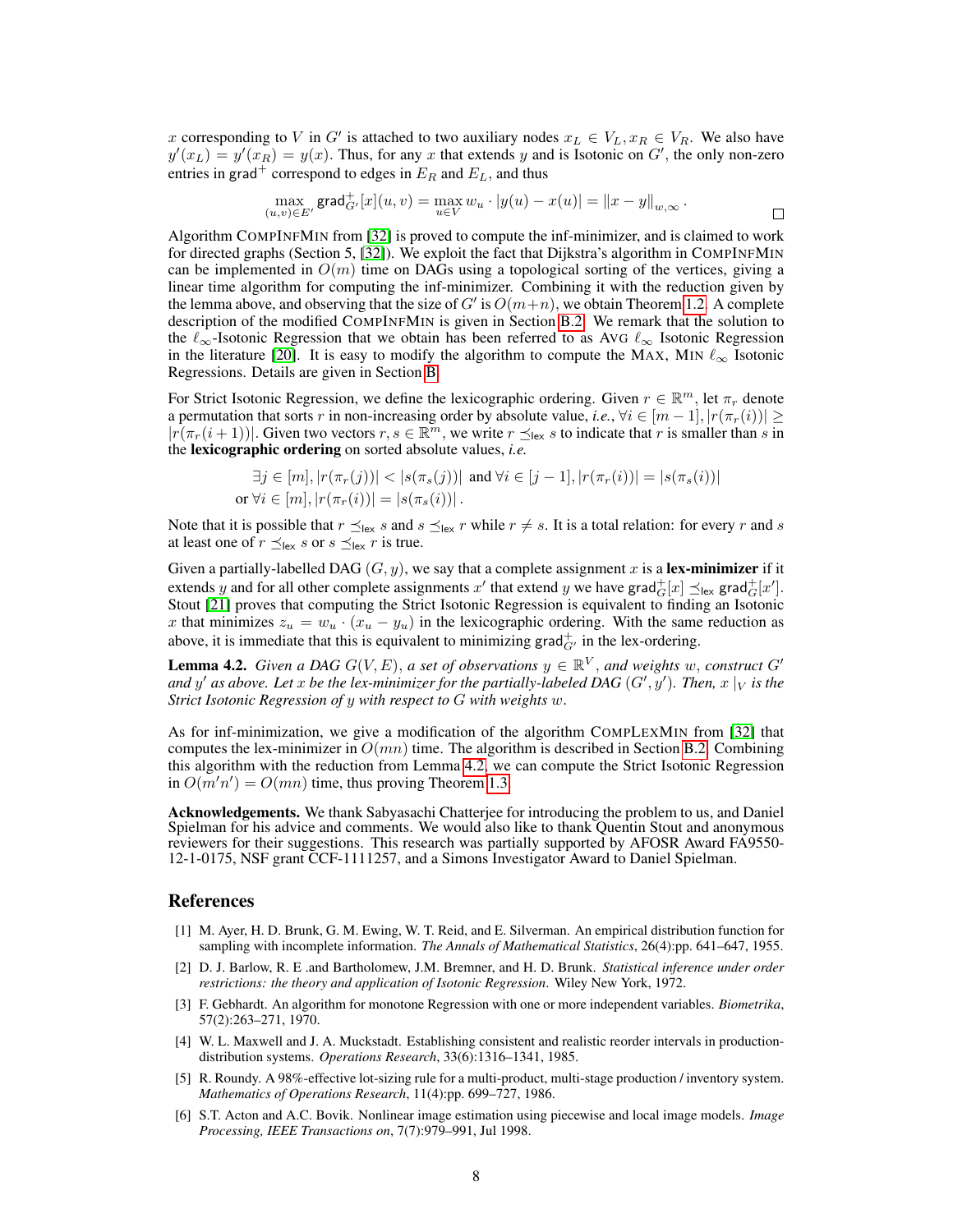$x$ corresponding to $V$ in $G'$ is attached to two auxiliary nodes $x_L \in V_L, x_R \in V_R$. We also have $y'(x_L) = y'(x_R) = y(x)$. Thus, for any $x$ that extends $y$ and is Isotonic on $G'$, the only non-zero entries in $\mathsf{grad}^+$ correspond to edges in $E_R$ and $E_L$, and thus

$$\max_{(u,v)\in E'} \mathsf{grad}^+_{G'}[x](u,v) = \max_{u \in V} w_u \cdot |y(u) - x(u)| = \|x - y\|_{w,\infty} .$$

□

Algorithm CompInfMin from [32] is proved to compute the inf-minimizer, and is claimed to work for directed graphs (Section 5, [32]). We exploit the fact that Dijkstra's algorithm in CompInfMin can be implemented in $O(m)$ time on DAGs using a topological sorting of the vertices, giving a linear time algorithm for computing the inf-minimizer. Combining it with the reduction given by the lemma above, and observing that the size of $G'$ is $O(m+n)$, we obtain Theorem 1.2. A complete description of the modified CompInfMin is given in Section B.2. We remark that the solution to the $\ell_\infty$-Isotonic Regression that we obtain has been referred to as Avg $\ell_\infty$ Isotonic Regression in the literature [20]. It is easy to modify the algorithm to compute the Max, Min $\ell_\infty$ Isotonic Regressions. Details are given in Section B.

For Strict Isotonic Regression, we define the lexicographic ordering. Given $r \in \mathbb{R}^m$, let $\pi_r$ denote a permutation that sorts $r$ in non-increasing order by absolute value, *i.e.*, $\forall i \in [m-1], |r(\pi_r(i))| \geq |r(\pi_r(i+1))|$. Given two vectors $r, s \in \mathbb{R}^m$, we write $r \preceq_{\mathsf{lex}} s$ to indicate that $r$ is smaller than $s$ in the **lexicographic ordering** on sorted absolute values, *i.e.*

$$\begin{aligned} &\exists j \in [m], |r(\pi_r(j))| < |s(\pi_s(j))| \text{ and } \forall i \in [j-1], |r(\pi_r(i))| = |s(\pi_s(i))| \\ \text{or } &\forall i \in [m], |r(\pi_r(i))| = |s(\pi_s(i))| . \end{aligned}$$

Note that it is possible that $r \preceq_{\mathsf{lex}} s$ and $s \preceq_{\mathsf{lex}} r$ while $r \neq s$. It is a total relation: for every $r$ and $s$ at least one of $r \preceq_{\mathsf{lex}} s$ or $s \preceq_{\mathsf{lex}} r$ is true.

Given a partially-labelled DAG $(G, y)$, we say that a complete assignment $x$ is a **lex-minimizer** if it extends $y$ and for all other complete assignments $x'$ that extend $y$ we have $\mathsf{grad}^+_G[x] \preceq_{\mathsf{lex}} \mathsf{grad}^+_G[x']$. Stout [21] proves that computing the Strict Isotonic Regression is equivalent to finding an Isotonic $x$ that minimizes $z_u = w_u \cdot (x_u - y_u)$ in the lexicographic ordering. With the same reduction as above, it is immediate that this is equivalent to minimizing $\mathsf{grad}^+_{G'}$ in the lex-ordering.

**Lemma 4.2.** *Given a DAG $G(V,E)$, a set of observations $y \in \mathbb{R}^V$, and weights $w$, construct $G'$ and $y'$ as above. Let $x$ be the lex-minimizer for the partially-labeled DAG $(G', y')$. Then, $x\mid_V$ is the Strict Isotonic Regression of $y$ with respect to $G$ with weights $w$.*

As for inf-minimization, we give a modification of the algorithm CompLexMin from [32] that computes the lex-minimizer in $O(mn)$ time. The algorithm is described in Section B.2. Combining this algorithm with the reduction from Lemma 4.2, we can compute the Strict Isotonic Regression in $O(m'n') = O(mn)$ time, thus proving Theorem 1.3.

**Acknowledgements.** We thank Sabyasachi Chatterjee for introducing the problem to us, and Daniel Spielman for his advice and comments. We would also like to thank Quentin Stout and anonymous reviewers for their suggestions. This research was partially supported by AFOSR Award FA9550-12-1-0175, NSF grant CCF-1111257, and a Simons Investigator Award to Daniel Spielman.

## References

[1] M. Ayer, H. D. Brunk, G. M. Ewing, W. T. Reid, and E. Silverman. An empirical distribution function for sampling with incomplete information. *The Annals of Mathematical Statistics*, 26(4):pp. 641–647, 1955.

[2] D. J. Barlow, R. E .and Bartholomew, J.M. Bremner, and H. D. Brunk. *Statistical inference under order restrictions: the theory and application of Isotonic Regression*. Wiley New York, 1972.

[3] F. Gebhardt. An algorithm for monotone Regression with one or more independent variables. *Biometrika*, 57(2):263–271, 1970.

[4] W. L. Maxwell and J. A. Muckstadt. Establishing consistent and realistic reorder intervals in production-distribution systems. *Operations Research*, 33(6):1316–1341, 1985.

[5] R. Roundy. A 98%-effective lot-sizing rule for a multi-product, multi-stage production / inventory system. *Mathematics of Operations Research*, 11(4):pp. 699–727, 1986.

[6] S.T. Acton and A.C. Bovik. Nonlinear image estimation using piecewise and local image models. *Image Processing, IEEE Transactions on*, 7(7):979–991, Jul 1998.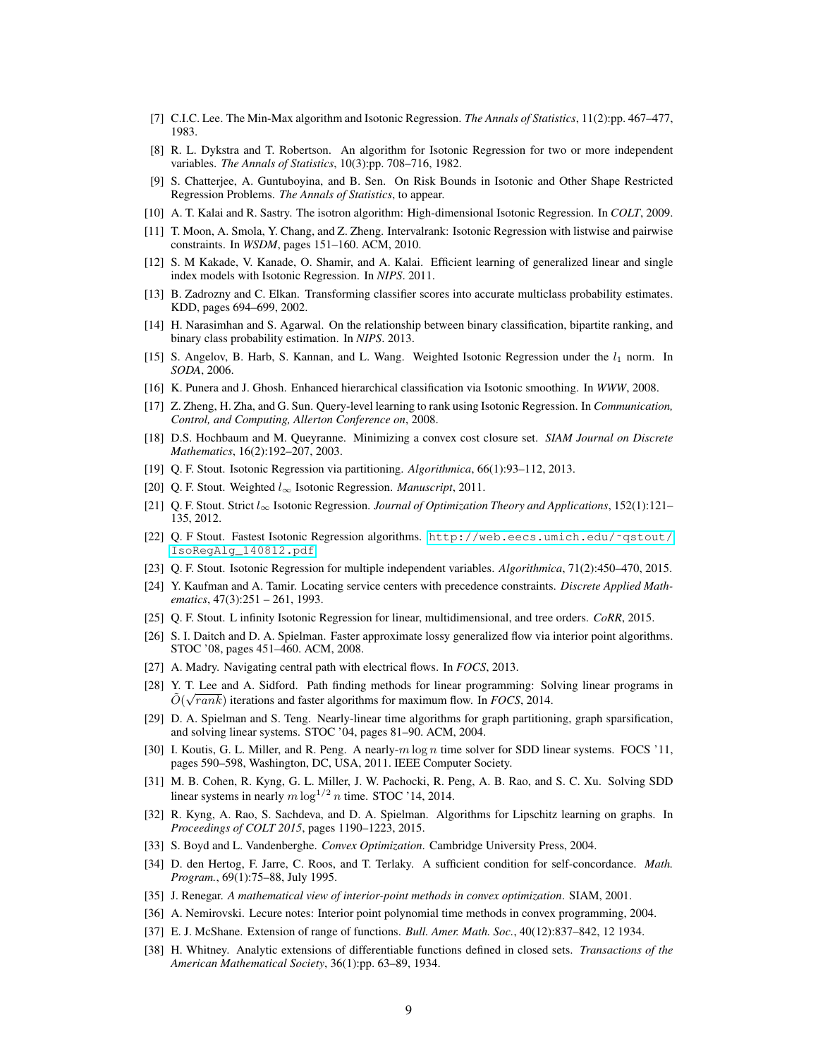[7] C.I.C. Lee. The Min-Max algorithm and Isotonic Regression. *The Annals of Statistics*, 11(2):pp. 467–477, 1983.

[8] R. L. Dykstra and T. Robertson. An algorithm for Isotonic Regression for two or more independent variables. *The Annals of Statistics*, 10(3):pp. 708–716, 1982.

[9] S. Chatterjee, A. Guntuboyina, and B. Sen. On Risk Bounds in Isotonic and Other Shape Restricted Regression Problems. *The Annals of Statistics*, to appear.

[10] A. T. Kalai and R. Sastry. The isotron algorithm: High-dimensional Isotonic Regression. In *COLT*, 2009.

[11] T. Moon, A. Smola, Y. Chang, and Z. Zheng. Intervalrank: Isotonic Regression with listwise and pairwise constraints. In *WSDM*, pages 151–160. ACM, 2010.

[12] S. M Kakade, V. Kanade, O. Shamir, and A. Kalai. Efficient learning of generalized linear and single index models with Isotonic Regression. In *NIPS*. 2011.

[13] B. Zadrozny and C. Elkan. Transforming classifier scores into accurate multiclass probability estimates. KDD, pages 694–699, 2002.

[14] H. Narasimhan and S. Agarwal. On the relationship between binary classification, bipartite ranking, and binary class probability estimation. In *NIPS*. 2013.

[15] S. Angelov, B. Harb, S. Kannan, and L. Wang. Weighted Isotonic Regression under the $l_1$ norm. In *SODA*, 2006.

[16] K. Punera and J. Ghosh. Enhanced hierarchical classification via Isotonic smoothing. In *WWW*, 2008.

[17] Z. Zheng, H. Zha, and G. Sun. Query-level learning to rank using Isotonic Regression. In *Communication, Control, and Computing, Allerton Conference on*, 2008.

[18] D.S. Hochbaum and M. Queyranne. Minimizing a convex cost closure set. *SIAM Journal on Discrete Mathematics*, 16(2):192–207, 2003.

[19] Q. F. Stout. Isotonic Regression via partitioning. *Algorithmica*, 66(1):93–112, 2013.

[20] Q. F. Stout. Weighted $l_\infty$ Isotonic Regression. *Manuscript*, 2011.

[21] Q. F. Stout. Strict $l_\infty$ Isotonic Regression. *Journal of Optimization Theory and Applications*, 152(1):121–135, 2012.

[22] Q. F Stout. Fastest Isotonic Regression algorithms. http://web.eecs.umich.edu/~qstout/IsoRegAlg_140812.pdf.

[23] Q. F. Stout. Isotonic Regression for multiple independent variables. *Algorithmica*, 71(2):450–470, 2015.

[24] Y. Kaufman and A. Tamir. Locating service centers with precedence constraints. *Discrete Applied Mathematics*, 47(3):251 – 261, 1993.

[25] Q. F. Stout. L infinity Isotonic Regression for linear, multidimensional, and tree orders. *CoRR*, 2015.

[26] S. I. Daitch and D. A. Spielman. Faster approximate lossy generalized flow via interior point algorithms. STOC '08, pages 451–460. ACM, 2008.

[27] A. Madry. Navigating central path with electrical flows. In *FOCS*, 2013.

[28] Y. T. Lee and A. Sidford. Path finding methods for linear programming: Solving linear programs in $\tilde{O}(\sqrt{rank})$ iterations and faster algorithms for maximum flow. In *FOCS*, 2014.

[29] D. A. Spielman and S. Teng. Nearly-linear time algorithms for graph partitioning, graph sparsification, and solving linear systems. STOC '04, pages 81–90. ACM, 2004.

[30] I. Koutis, G. L. Miller, and R. Peng. A nearly-$m \log n$ time solver for SDD linear systems. FOCS '11, pages 590–598, Washington, DC, USA, 2011. IEEE Computer Society.

[31] M. B. Cohen, R. Kyng, G. L. Miller, J. W. Pachocki, R. Peng, A. B. Rao, and S. C. Xu. Solving SDD linear systems in nearly $m \log^{1/2} n$ time. STOC '14, 2014.

[32] R. Kyng, A. Rao, S. Sachdeva, and D. A. Spielman. Algorithms for Lipschitz learning on graphs. In *Proceedings of COLT 2015*, pages 1190–1223, 2015.

[33] S. Boyd and L. Vandenberghe. *Convex Optimization*. Cambridge University Press, 2004.

[34] D. den Hertog, F. Jarre, C. Roos, and T. Terlaky. A sufficient condition for self-concordance. *Math. Program.*, 69(1):75–88, July 1995.

[35] J. Renegar. *A mathematical view of interior-point methods in convex optimization*. SIAM, 2001.

[36] A. Nemirovski. Lecure notes: Interior point polynomial time methods in convex programming, 2004.

[37] E. J. McShane. Extension of range of functions. *Bull. Amer. Math. Soc.*, 40(12):837–842, 12 1934.

[38] H. Whitney. Analytic extensions of differentiable functions defined in closed sets. *Transactions of the American Mathematical Society*, 36(1):pp. 63–89, 1934.